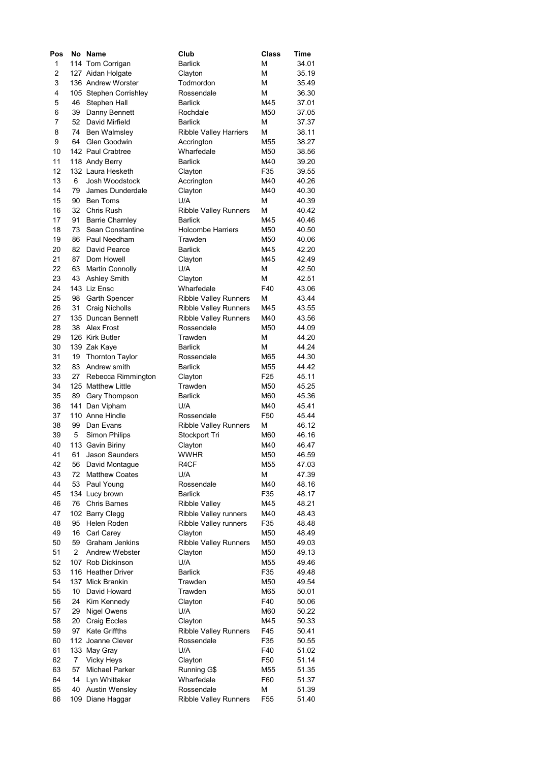| Pos | No | Name | Club | Class | Time |
|---|---|---|---|---|---|
| 1 | 114 | Tom Corrigan | Barlick | M | 34.01 |
| 2 | 127 | Aidan Holgate | Clayton | M | 35.19 |
| 3 | 136 | Andrew Worster | Todmordon | M | 35.49 |
| 4 | 105 | Stephen Corrishley | Rossendale | M | 36.30 |
| 5 | 46 | Stephen Hall | Barlick | M45 | 37.01 |
| 6 | 39 | Danny Bennett | Rochdale | M50 | 37.05 |
| 7 | 52 | David Mirfield | Barlick | M | 37.37 |
| 8 | 74 | Ben Walmsley | Ribble Valley Harriers | M | 38.11 |
| 9 | 64 | Glen Goodwin | Accrington | M55 | 38.27 |
| 10 | 142 | Paul Crabtree | Wharfedale | M50 | 38.56 |
| 11 | 118 | Andy Berry | Barlick | M40 | 39.20 |
| 12 | 132 | Laura Hesketh | Clayton | F35 | 39.55 |
| 13 | 6 | Josh Woodstock | Accrington | M40 | 40.26 |
| 14 | 79 | James Dunderdale | Clayton | M40 | 40.30 |
| 15 | 90 | Ben Toms | U/A | M | 40.39 |
| 16 | 32 | Chris Rush | Ribble Valley Runners | M | 40.42 |
| 17 | 91 | Barrie Charnley | Barlick | M45 | 40.46 |
| 18 | 73 | Sean Constantine | Holcombe Harriers | M50 | 40.50 |
| 19 | 86 | Paul Needham | Trawden | M50 | 40.06 |
| 20 | 82 | David Pearce | Barlick | M45 | 42.20 |
| 21 | 87 | Dom Howell | Clayton | M45 | 42.49 |
| 22 | 63 | Martin Connolly | U/A | M | 42.50 |
| 23 | 43 | Ashley Smith | Clayton | M | 42.51 |
| 24 | 143 | Liz Ensc | Wharfedale | F40 | 43.06 |
| 25 | 98 | Garth Spencer | Ribble Valley Runners | M | 43.44 |
| 26 | 31 | Craig Nicholls | Ribble Valley Runners | M45 | 43.55 |
| 27 | 135 | Duncan Bennett | Ribble Valley Runners | M40 | 43.56 |
| 28 | 38 | Alex Frost | Rossendale | M50 | 44.09 |
| 29 | 126 | Kirk Butler | Trawden | M | 44.20 |
| 30 | 139 | Zak Kaye | Barlick | M | 44.24 |
| 31 | 19 | Thornton Taylor | Rossendale | M65 | 44.30 |
| 32 | 83 | Andrew smith | Barlick | M55 | 44.42 |
| 33 | 27 | Rebecca Rimmington | Clayton | F25 | 45.11 |
| 34 | 125 | Matthew Little | Trawden | M50 | 45.25 |
| 35 | 89 | Gary Thompson | Barlick | M60 | 45.36 |
| 36 | 141 | Dan Vipham | U/A | M40 | 45.41 |
| 37 | 110 | Anne Hindle | Rossendale | F50 | 45.44 |
| 38 | 99 | Dan Evans | Ribble Valley Runners | M | 46.12 |
| 39 | 5 | Simon Philips | Stockport Tri | M60 | 46.16 |
| 40 | 113 | Gavin Biriny | Clayton | M40 | 46.47 |
| 41 | 61 | Jason Saunders | WWHR | M50 | 46.59 |
| 42 | 56 | David Montague | R4CF | M55 | 47.03 |
| 43 | 72 | Matthew Coates | U/A | M | 47.39 |
| 44 | 53 | Paul Young | Rossendale | M40 | 48.16 |
| 45 | 134 | Lucy brown | Barlick | F35 | 48.17 |
| 46 | 76 | Chris Barnes | Ribble Valley | M45 | 48.21 |
| 47 | 102 | Barry Clegg | Ribble Valley runners | M40 | 48.43 |
| 48 | 95 | Helen Roden | Ribble Valley runners | F35 | 48.48 |
| 49 | 16 | Carl Carey | Clayton | M50 | 48.49 |
| 50 | 59 | Graham Jenkins | Ribble Valley Runners | M50 | 49.03 |
| 51 | 2 | Andrew Webster | Clayton | M50 | 49.13 |
| 52 | 107 | Rob Dickinson | U/A | M55 | 49.46 |
| 53 | 116 | Heather Driver | Barlick | F35 | 49.48 |
| 54 | 137 | Mick Brankin | Trawden | M50 | 49.54 |
| 55 | 10 | David Howard | Trawden | M65 | 50.01 |
| 56 | 24 | Kim Kennedy | Clayton | F40 | 50.06 |
| 57 | 29 | Nigel Owens | U/A | M60 | 50.22 |
| 58 | 20 | Craig Eccles | Clayton | M45 | 50.33 |
| 59 | 97 | Kate Griffths | Ribble Valley Runners | F45 | 50.41 |
| 60 | 112 | Joanne Clever | Rossendale | F35 | 50.55 |
| 61 | 133 | May Gray | U/A | F40 | 51.02 |
| 62 | 7 | Vicky Heys | Clayton | F50 | 51.14 |
| 63 | 57 | Michael Parker | Running G$ | M55 | 51.35 |
| 64 | 14 | Lyn Whittaker | Wharfedale | F60 | 51.37 |
| 65 | 40 | Austin Wensley | Rossendale | M | 51.39 |
| 66 | 109 | Diane Haggar | Ribble Valley Runners | F55 | 51.40 |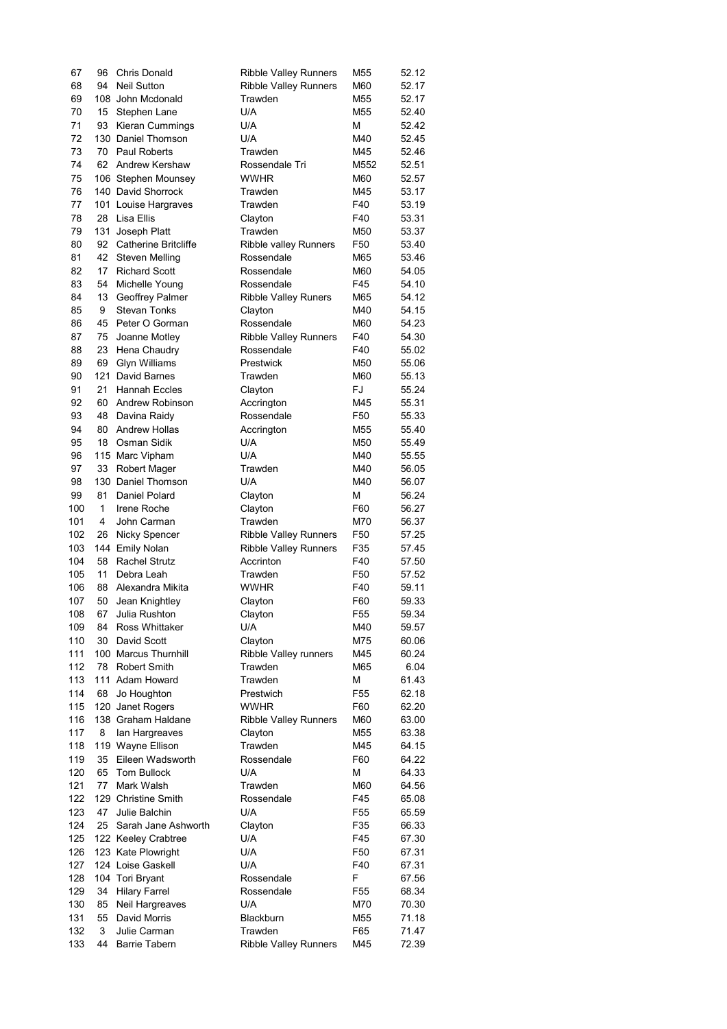| | | | | | |
|---|---|---|---|---|---|
| 67 | 96 | Chris Donald | Ribble Valley Runners | M55 | 52.12 |
| 68 | 94 | Neil Sutton | Ribble Valley Runners | M60 | 52.17 |
| 69 | 108 | John Mcdonald | Trawden | M55 | 52.17 |
| 70 | 15 | Stephen Lane | U/A | M55 | 52.40 |
| 71 | 93 | Kieran Cummings | U/A | M | 52.42 |
| 72 | 130 | Daniel Thomson | U/A | M40 | 52.45 |
| 73 | 70 | Paul Roberts | Trawden | M45 | 52.46 |
| 74 | 62 | Andrew Kershaw | Rossendale Tri | M552 | 52.51 |
| 75 | 106 | Stephen Mounsey | WWHR | M60 | 52.57 |
| 76 | 140 | David Shorrock | Trawden | M45 | 53.17 |
| 77 | 101 | Louise Hargraves | Trawden | F40 | 53.19 |
| 78 | 28 | Lisa Ellis | Clayton | F40 | 53.31 |
| 79 | 131 | Joseph Platt | Trawden | M50 | 53.37 |
| 80 | 92 | Catherine Britcliffe | Ribble valley Runners | F50 | 53.40 |
| 81 | 42 | Steven Melling | Rossendale | M65 | 53.46 |
| 82 | 17 | Richard Scott | Rossendale | M60 | 54.05 |
| 83 | 54 | Michelle Young | Rossendale | F45 | 54.10 |
| 84 | 13 | Geoffrey Palmer | Ribble Valley Runers | M65 | 54.12 |
| 85 | 9 | Stevan Tonks | Clayton | M40 | 54.15 |
| 86 | 45 | Peter O Gorman | Rossendale | M60 | 54.23 |
| 87 | 75 | Joanne Motley | Ribble Valley Runners | F40 | 54.30 |
| 88 | 23 | Hena Chaudry | Rossendale | F40 | 55.02 |
| 89 | 69 | Glyn Williams | Prestwick | M50 | 55.06 |
| 90 | 121 | David Barnes | Trawden | M60 | 55.13 |
| 91 | 21 | Hannah Eccles | Clayton | FJ | 55.24 |
| 92 | 60 | Andrew Robinson | Accrington | M45 | 55.31 |
| 93 | 48 | Davina Raidy | Rossendale | F50 | 55.33 |
| 94 | 80 | Andrew Hollas | Accrington | M55 | 55.40 |
| 95 | 18 | Osman Sidik | U/A | M50 | 55.49 |
| 96 | 115 | Marc Vipham | U/A | M40 | 55.55 |
| 97 | 33 | Robert Mager | Trawden | M40 | 56.05 |
| 98 | 130 | Daniel Thomson | U/A | M40 | 56.07 |
| 99 | 81 | Daniel Polard | Clayton | M | 56.24 |
| 100 | 1 | Irene Roche | Clayton | F60 | 56.27 |
| 101 | 4 | John Carman | Trawden | M70 | 56.37 |
| 102 | 26 | Nicky Spencer | Ribble Valley Runners | F50 | 57.25 |
| 103 | 144 | Emily Nolan | Ribble Valley Runners | F35 | 57.45 |
| 104 | 58 | Rachel Strutz | Accrinton | F40 | 57.50 |
| 105 | 11 | Debra Leah | Trawden | F50 | 57.52 |
| 106 | 88 | Alexandra Mikita | WWHR | F40 | 59.11 |
| 107 | 50 | Jean Knightley | Clayton | F60 | 59.33 |
| 108 | 67 | Julia Rushton | Clayton | F55 | 59.34 |
| 109 | 84 | Ross Whittaker | U/A | M40 | 59.57 |
| 110 | 30 | David Scott | Clayton | M75 | 60.06 |
| 111 | 100 | Marcus Thurnhill | Ribble Valley runners | M45 | 60.24 |
| 112 | 78 | Robert Smith | Trawden | M65 | 6.04 |
| 113 | 111 | Adam Howard | Trawden | M | 61.43 |
| 114 | 68 | Jo Houghton | Prestwich | F55 | 62.18 |
| 115 | 120 | Janet Rogers | WWHR | F60 | 62.20 |
| 116 | 138 | Graham Haldane | Ribble Valley Runners | M60 | 63.00 |
| 117 | 8 | Ian Hargreaves | Clayton | M55 | 63.38 |
| 118 | 119 | Wayne Ellison | Trawden | M45 | 64.15 |
| 119 | 35 | Eileen Wadsworth | Rossendale | F60 | 64.22 |
| 120 | 65 | Tom Bullock | U/A | M | 64.33 |
| 121 | 77 | Mark Walsh | Trawden | M60 | 64.56 |
| 122 | 129 | Christine Smith | Rossendale | F45 | 65.08 |
| 123 | 47 | Julie Balchin | U/A | F55 | 65.59 |
| 124 | 25 | Sarah Jane Ashworth | Clayton | F35 | 66.33 |
| 125 | 122 | Keeley Crabtree | U/A | F45 | 67.30 |
| 126 | 123 | Kate Plowright | U/A | F50 | 67.31 |
| 127 | 124 | Loise Gaskell | U/A | F40 | 67.31 |
| 128 | 104 | Tori Bryant | Rossendale | F | 67.56 |
| 129 | 34 | Hilary Farrel | Rossendale | F55 | 68.34 |
| 130 | 85 | Neil Hargreaves | U/A | M70 | 70.30 |
| 131 | 55 | David Morris | Blackburn | M55 | 71.18 |
| 132 | 3 | Julie Carman | Trawden | F65 | 71.47 |
| 133 | 44 | Barrie Tabern | Ribble Valley Runners | M45 | 72.39 |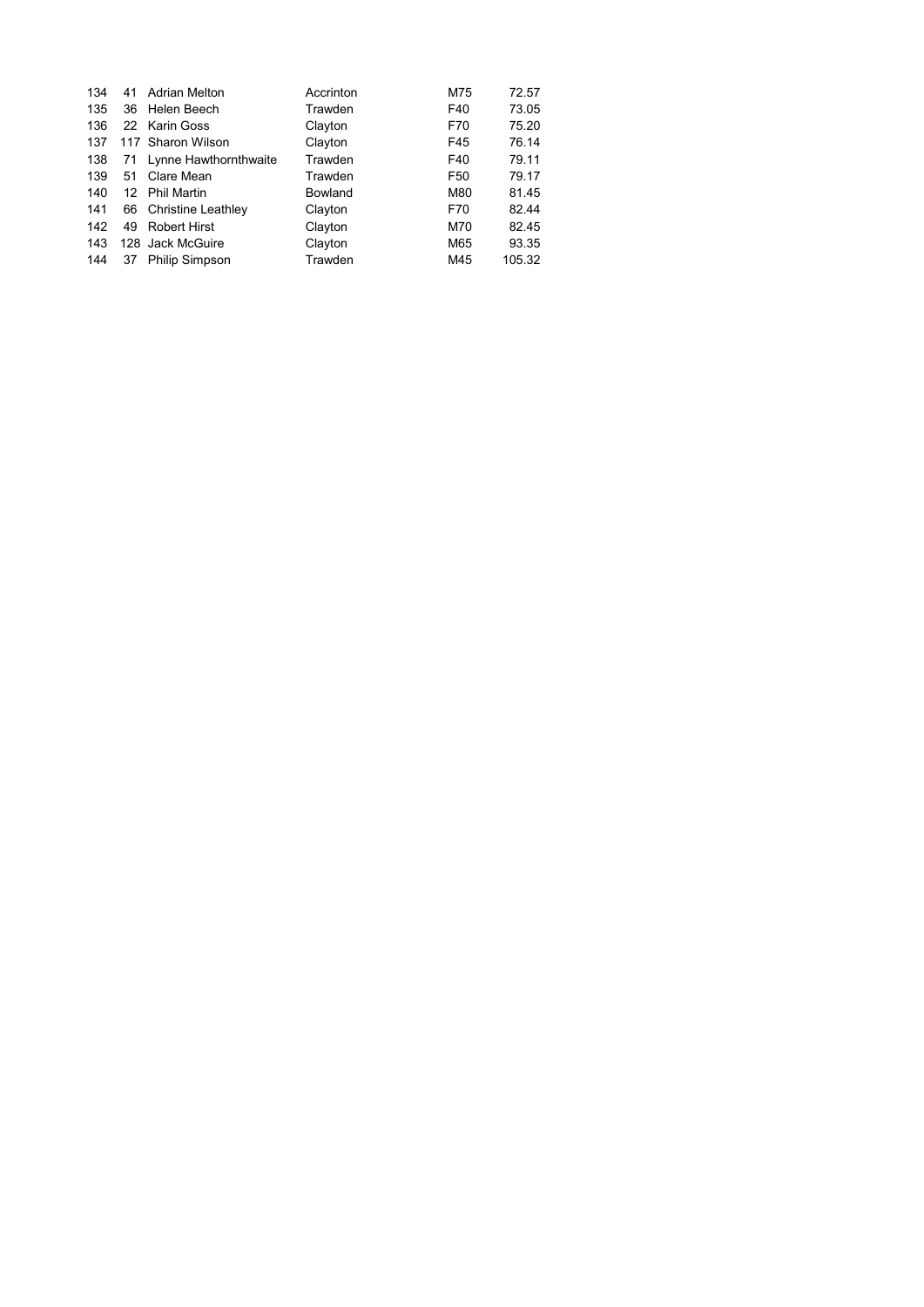| | | | | | |
|---|---|---|---|---|---|
| 134 | 41 | Adrian Melton | Accrinton | M75 | 72.57 |
| 135 | 36 | Helen Beech | Trawden | F40 | 73.05 |
| 136 | 22 | Karin Goss | Clayton | F70 | 75.20 |
| 137 | 117 | Sharon Wilson | Clayton | F45 | 76.14 |
| 138 | 71 | Lynne Hawthornthwaite | Trawden | F40 | 79.11 |
| 139 | 51 | Clare Mean | Trawden | F50 | 79.17 |
| 140 | 12 | Phil Martin | Bowland | M80 | 81.45 |
| 141 | 66 | Christine Leathley | Clayton | F70 | 82.44 |
| 142 | 49 | Robert Hirst | Clayton | M70 | 82.45 |
| 143 | 128 | Jack McGuire | Clayton | M65 | 93.35 |
| 144 | 37 | Philip Simpson | Trawden | M45 | 105.32 |